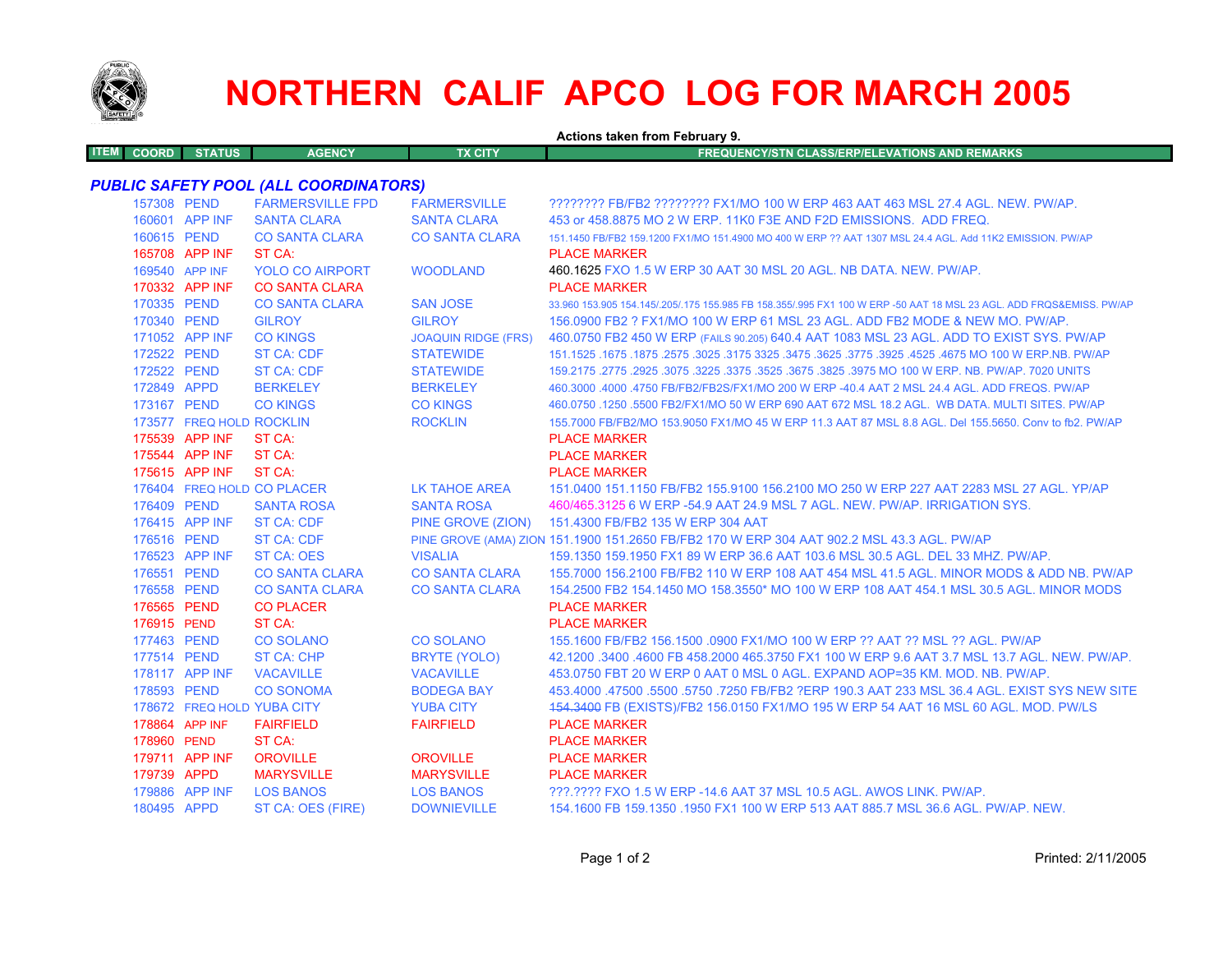# NORTHERN CALIF APCO LOG FOR MARCH 2005

**Actions taken from February 9.**

| ITEM | COORD | STATUS | AGENCY | TX CITY | FREQUENCY/STN CLASS/ERP/ELEVATIONS AND REMARKS |
|---|---|---|---|---|---|

## *PUBLIC SAFETY POOL (ALL COORDINATORS)*

| ITEM | COORD | STATUS | AGENCY | TX CITY | FREQUENCY/STN CLASS/ERP/ELEVATIONS AND REMARKS |
|---|---|---|---|---|---|
| | 157308 | PEND | FARMERSVILLE FPD | FARMERSVILLE | ???????? FB/FB2 ???????? FX1/MO 100 W ERP 463 AAT 463 MSL 27.4 AGL. NEW. PW/AP. |
| | 160601 | APP INF | SANTA CLARA | SANTA CLARA | 453 or 458.8875 MO 2 W ERP. 11K0 F3E AND F2D EMISSIONS. ADD FREQ. |
| | 160615 | PEND | CO SANTA CLARA | CO SANTA CLARA | 151.1450 FB/FB2 159.1200 FX1/MO 151.4900 MO 400 W ERP ?? AAT 1307 MSL 24.4 AGL. Add 11K2 EMISSION. PW/AP |
| | 165708 | APP INF | ST CA: | | PLACE MARKER |
| | 169540 | APP INF | YOLO CO AIRPORT | WOODLAND | 460.1625 FXO 1.5 W ERP 30 AAT 30 MSL 20 AGL. NB DATA. NEW. PW/AP. |
| | 170332 | APP INF | CO SANTA CLARA | | PLACE MARKER |
| | 170335 | PEND | CO SANTA CLARA | SAN JOSE | 33.960 153.905 154.145/.205/.175 155.985 FB 158.355/.995 FX1 100 W ERP -50 AAT 18 MSL 23 AGL. ADD FRQS&EMISS. PW/AP |
| | 170340 | PEND | GILROY | GILROY | 156.0900 FB2 ? FX1/MO 100 W ERP 61 MSL 23 AGL. ADD FB2 MODE & NEW MO. PW/AP. |
| | 171052 | APP INF | CO KINGS | JOAQUIN RIDGE (FRS) | 460.0750 FB2 450 W ERP (FAILS 90.205) 640.4 AAT 1083 MSL 23 AGL. ADD TO EXIST SYS. PW/AP |
| | 172522 | PEND | ST CA: CDF | STATEWIDE | 151.1525 .1675 .1875 .2575 .3025 .3175 3325 .3475 .3625 .3775 .3925 .4525 .4675 MO 100 W ERP.NB. PW/AP |
| | 172522 | PEND | ST CA: CDF | STATEWIDE | 159.2175 .2775 .2925 .3075 .3225 .3375 .3525 .3675 .3825 .3975 MO 100 W ERP. NB. PW/AP. 7020 UNITS |
| | 172849 | APPD | BERKELEY | BERKELEY | 460.3000 .4000 .4750 FB/FB2/FB2S/FX1/MO 200 W ERP -40.4 AAT 2 MSL 24.4 AGL. ADD FREQS. PW/AP |
| | 173167 | PEND | CO KINGS | CO KINGS | 460.0750 .1250 .5500 FB2/FX1/MO 50 W ERP 690 AAT 672 MSL 18.2 AGL. WB DATA. MULTI SITES. PW/AP |
| | 173577 | FREQ HOLD | ROCKLIN | ROCKLIN | 155.7000 FB/FB2/MO 153.9050 FX1/MO 45 W ERP 11.3 AAT 87 MSL 8.8 AGL. Del 155.5650. Conv to fb2. PW/AP |
| | 175539 | APP INF | ST CA: | | PLACE MARKER |
| | 175544 | APP INF | ST CA: | | PLACE MARKER |
| | 175615 | APP INF | ST CA: | | PLACE MARKER |
| | 176404 | FREQ HOLD | CO PLACER | LK TAHOE AREA | 151.0400 151.1150 FB/FB2 155.9100 156.2100 MO 250 W ERP 227 AAT 2283 MSL 27 AGL. YP/AP |
| | 176409 | PEND | SANTA ROSA | SANTA ROSA | 460/465.3125 6 W ERP -54.9 AAT 24.9 MSL 7 AGL. NEW. PW/AP. IRRIGATION SYS. |
| | 176415 | APP INF | ST CA: CDF | PINE GROVE (ZION) | 151.4300 FB/FB2 135 W ERP 304 AAT |
| | 176516 | PEND | ST CA: CDF | PINE GROVE (AMA) ZION | 151.1900 151.2650 FB/FB2 170 W ERP 304 AAT 902.2 MSL 43.3 AGL. PW/AP |
| | 176523 | APP INF | ST CA: OES | VISALIA | 159.1350 159.1950 FX1 89 W ERP 36.6 AAT 103.6 MSL 30.5 AGL. DEL 33 MHZ. PW/AP. |
| | 176551 | PEND | CO SANTA CLARA | CO SANTA CLARA | 155.7000 156.2100 FB/FB2 110 W ERP 108 AAT 454 MSL 41.5 AGL. MINOR MODS & ADD NB. PW/AP |
| | 176558 | PEND | CO SANTA CLARA | CO SANTA CLARA | 154.2500 FB2 154.1450 MO 158.3550* MO 100 W ERP 108 AAT 454.1 MSL 30.5 AGL. MINOR MODS |
| | 176565 | PEND | CO PLACER | | PLACE MARKER |
| | 176915 | PEND | ST CA: | | PLACE MARKER |
| | 177463 | PEND | CO SOLANO | CO SOLANO | 155.1600 FB/FB2 156.1500 .0900 FX1/MO 100 W ERP ?? AAT ?? MSL ?? AGL. PW/AP |
| | 177514 | PEND | ST CA: CHP | BRYTE (YOLO) | 42.1200 .3400 .4600 FB 458.2000 465.3750 FX1 100 W ERP 9.6 AAT 3.7 MSL 13.7 AGL. NEW. PW/AP. |
| | 178117 | APP INF | VACAVILLE | VACAVILLE | 453.0750 FBT 20 W ERP 0 AAT 0 MSL 0 AGL. EXPAND AOP=35 KM. MOD. NB. PW/AP. |
| | 178593 | PEND | CO SONOMA | BODEGA BAY | 453.4000 .47500 .5500 .5750 .7250 FB/FB2 ?ERP 190.3 AAT 233 MSL 36.4 AGL. EXIST SYS NEW SITE |
| | 178672 | FREQ HOLD | YUBA CITY | YUBA CITY | ~~154.3400~~ FB (EXISTS)/FB2 156.0150 FX1/MO 195 W ERP 54 AAT 16 MSL 60 AGL. MOD. PW/LS |
| | 178864 | APP INF | FAIRFIELD | FAIRFIELD | PLACE MARKER |
| | 178960 | PEND | ST CA: | | PLACE MARKER |
| | 179711 | APP INF | OROVILLE | OROVILLE | PLACE MARKER |
| | 179739 | APPD | MARYSVILLE | MARYSVILLE | PLACE MARKER |
| | 179886 | APP INF | LOS BANOS | LOS BANOS | ???.???? FXO 1.5 W ERP -14.6 AAT 37 MSL 10.5 AGL. AWOS LINK. PW/AP. |
| | 180495 | APPD | ST CA: OES (FIRE) | DOWNIEVILLE | 154.1600 FB 159.1350 .1950 FX1 100 W ERP 513 AAT 885.7 MSL 36.6 AGL. PW/AP. NEW. |

Printed: 2/11/2005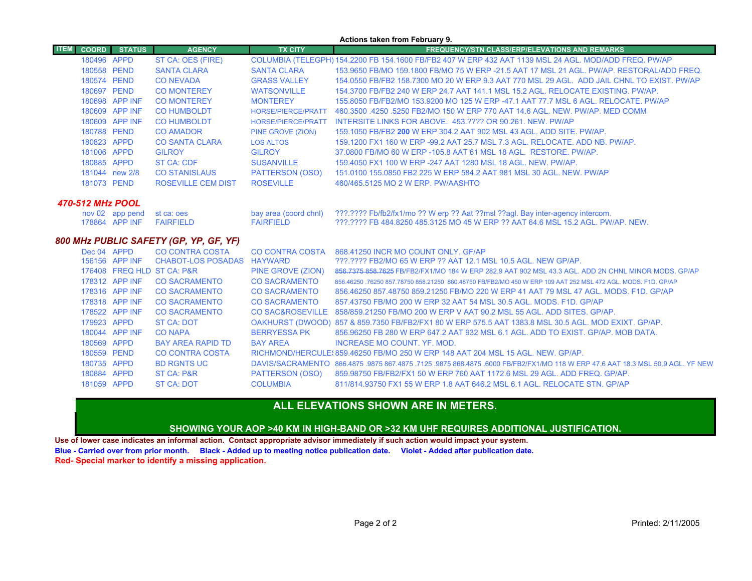**Actions taken from February 9.**

| ITEM | COORD | STATUS | AGENCY | TX CITY | FREQUENCY/STN CLASS/ERP/ELEVATIONS AND REMARKS |
|---|---|---|---|---|---|
| | 180496 | APPD | ST CA: OES (FIRE) | COLUMBIA (TELEGPH) | 154.2200 FB 154.1600 FB/FB2 407 W ERP 432 AAT 1139 MSL 24 AGL. MOD/ADD FREQ. PW/AP |
| | 180558 | PEND | SANTA CLARA | SANTA CLARA | 153.9650 FB/MO 159.1800 FB/MO 75 W ERP -21.5 AAT 17 MSL 21 AGL. PW/AP. RESTORAL/ADD FREQ. |
| | 180574 | PEND | CO NEVADA | GRASS VALLEY | 154.0550 FB/FB2 158.7300 MO 20 W ERP 9.3 AAT 770 MSL 29 AGL. ADD JAIL CHNL TO EXIST. PW/AP |
| | 180697 | PEND | CO MONTEREY | WATSONVILLE | 154.3700 FB/FB2 240 W ERP 24.7 AAT 141.1 MSL 15.2 AGL. RELOCATE EXISTING. PW/AP. |
| | 180698 | APP INF | CO MONTEREY | MONTEREY | 155.8050 FB/FB2/MO 153.9200 MO 125 W ERP -47.1 AAT 77.7 MSL 6 AGL. RELOCATE. PW/AP |
| | 180609 | APP INF | CO HUMBOLDT | HORSE/PIERCE/PRATT | 460.3500 .4250 .5250 FB2/MO 150 W ERP 770 AAT 14.6 AGL. NEW. PW/AP. MED COMM |
| | 180609 | APP INF | CO HUMBOLDT | HORSE/PIERCE/PRATT | INTERSITE LINKS FOR ABOVE. 453.???? OR 90.261. NEW. PW/AP |
| | 180788 | PEND | CO AMADOR | PINE GROVE (ZION) | 159.1050 FB/FB2 **200** W ERP 304.2 AAT 902 MSL 43 AGL. ADD SITE. PW/AP. |
| | 180823 | APPD | CO SANTA CLARA | LOS ALTOS | 159.1200 FX1 160 W ERP -99.2 AAT 25.7 MSL 7.3 AGL. RELOCATE. ADD NB. PW/AP. |
| | 181006 | APPD | GILROY | GILROY | 37.0800 FB/MO 60 W ERP -105.8 AAT 61 MSL 18 AGL. RESTORE. PW/AP. |
| | 180885 | APPD | ST CA: CDF | SUSANVILLE | 159.4050 FX1 100 W ERP -247 AAT 1280 MSL 18 AGL. NEW. PW/AP. |
| | 181044 | new 2/8 | CO STANISLAUS | PATTERSON (OSO) | 151.0100 155.0850 FB2 225 W ERP 584.2 AAT 981 MSL 30 AGL. NEW. PW/AP |
| | 181073 | PEND | ROSEVILLE CEM DIST | ROSEVILLE | 460/465.5125 MO 2 W ERP. PW/AASHTO |

### *470-512 MHz POOL*

| | | | | | |
|---|---|---|---|---|---|
| | nov 02 | app pend | st ca: oes | bay area (coord chnl) | ???.???? Fb/fb2/fx1/mo ?? W erp ?? Aat ??msl ??agl. Bay inter-agency intercom. |
| | 178864 | APP INF | FAIRFIELD | FAIRFIELD | ???.???? FB 484.8250 485.3125 MO 45 W ERP ?? AAT 64.6 MSL 15.2 AGL. PW/AP. NEW. |

### *800 MHz PUBLIC SAFETY (GP, YP, GF, YF)*

| | | | | | |
|---|---|---|---|---|---|
| | Dec 04 | APPD | CO CONTRA COSTA | CO CONTRA COSTA | 868.41250 INCR MO COUNT ONLY. GF/AP |
| | 156156 | APP INF | CHABOT-LOS POSADAS | HAYWARD | ???.???? FB2/MO 65 W ERP ?? AAT 12.1 MSL 10.5 AGL. NEW GP/AP. |
| | 176408 | FREQ HLD | ST CA: P&R | PINE GROVE (ZION) | ~~856.7375 858.7625~~ FB/FB2/FX1/MO 184 W ERP 282.9 AAT 902 MSL 43.3 AGL. ADD 2N CHNL MINOR MODS. GP/AP |
| | 178312 | APP INF | CO SACRAMENTO | CO SACRAMENTO | 856.46250 .76250 857.78750 858.21250 860.48750 FB/FB2/MO 450 W ERP 109 AAT 252 MSL 472 AGL. MODS. F1D. GP/AP |
| | 178316 | APP INF | CO SACRAMENTO | CO SACRAMENTO | 856.46250 857.48750 859.21250 FB/MO 220 W ERP 41 AAT 79 MSL 47 AGL. MODS. F1D. GP/AP |
| | 178318 | APP INF | CO SACRAMENTO | CO SACRAMENTO | 857.43750 FB/MO 200 W ERP 32 AAT 54 MSL 30.5 AGL. MODS. F1D. GP/AP |
| | 178522 | APP INF | CO SACRAMENTO | CO SAC&ROSEVILLE | 858/859.21250 FB/MO 200 W ERP V AAT 90.2 MSL 55 AGL. ADD SITES. GP/AP. |
| | 179923 | APPD | ST CA: DOT | OAKHURST (DWOOD) | 857 & 859.7350 FB/FB2/FX1 80 W ERP 575.5 AAT 1383.8 MSL 30.5 AGL. MOD EXIXT. GP/AP. |
| | 180044 | APP INF | CO NAPA | BERRYESSA PK | 856.96250 FB 280 W ERP 647.2 AAT 932 MSL 6.1 AGL. ADD TO EXIST. GP/AP. MOB DATA. |
| | 180569 | APPD | BAY AREA RAPID TD | BAY AREA | INCREASE MO COUNT. YF. MOD. |
| | 180559 | PEND | CO CONTRA COSTA | RICHMOND/HERCULES | 859.46250 FB/MO 250 W ERP 148 AAT 204 MSL 15 AGL. NEW. GP/AP. |
| | 180735 | APPD | BD RGNTS UC | DAVIS/SACRAMENTO | 866.4875 .9875 867.4875 .7125 .9875 868.4875 .6000 FB/FB2/FX1/MO 118 W ERP 47.6 AAT 18.3 MSL 50.9 AGL. YF NEW |
| | 180884 | APPD | ST CA: P&R | PATTERSON (OSO) | 859.98750 FB/FB2/FX1 50 W ERP 760 AAT 1172.6 MSL 29 AGL. ADD FREQ. GP/AP. |
| | 181059 | APPD | ST CA: DOT | COLUMBIA | 811/814.93750 FX1 55 W ERP 1.8 AAT 646.2 MSL 6.1 AGL. RELOCATE STN. GP/AP |

**ALL ELEVATIONS SHOWN ARE IN METERS.**

**SHOWING YOUR AOP >40 KM IN HIGH-BAND OR >32 KM UHF REQUIRES ADDITIONAL JUSTIFICATION.**

**Use of lower case indicates an informal action. Contact appropriate advisor immediately if such action would impact your system.**

**Blue - Carried over from prior month. Black - Added up to meeting notice publication date. Violet - Added after publication date.**

**Red- Special marker to identify a missing application.**

Printed: 2/11/2005